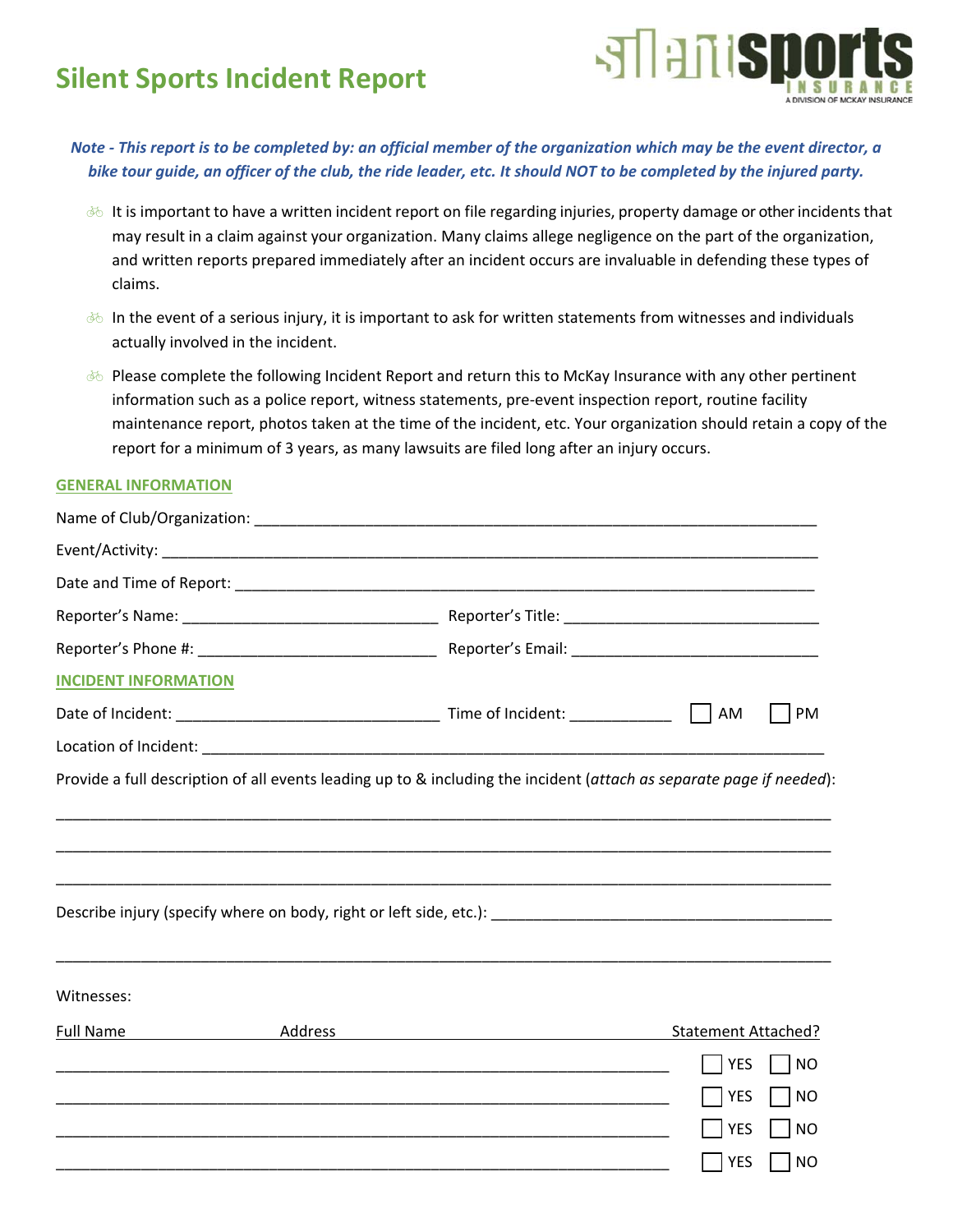# Silent Sports Incident Report

*Note - This report is to be completed by: an official member of the organization which may be the event director, a bike tour guide, an officer of the club, the ride leader, etc. It should NOT to be completed by the injured party.*

- It is important to have a written incident report on file regarding injuries, property damage or other incidents that may result in a claim against your organization. Many claims allege negligence on the part of the organization, and written reports prepared immediately after an incident occurs are invaluable in defending these types of claims.
- In the event of a serious injury, it is important to ask for written statements from witnesses and individuals actually involved in the incident.
- Please complete the following Incident Report and return this to McKay Insurance with any other pertinent information such as a police report, witness statements, pre-event inspection report, routine facility maintenance report, photos taken at the time of the incident, etc. Your organization should retain a copy of the report for a minimum of 3 years, as many lawsuits are filed long after an injury occurs.

## GENERAL INFORMATION

Name of Club/Organization: ___________________________________________

Event/Activity: ___________________________________________

Date and Time of Report: ___________________________________________

Reporter's Name: ______________________ Reporter's Title: ______________________

Reporter's Phone #: ______________________ Reporter's Email: ______________________

## INCIDENT INFORMATION

Date of Incident: ______________________ Time of Incident: __________ ☐ AM ☐ PM

Location of Incident: ___________________________________________

Provide a full description of all events leading up to & including the incident (*attach as separate page if needed*):

___________________________________________

___________________________________________

___________________________________________

Describe injury (specify where on body, right or left side, etc.): ______________________

___________________________________________

Witnesses:

| Full Name | Address | Statement Attached? |
|---|---|---|
| | | ☐ YES ☐ NO |
| | | ☐ YES ☐ NO |
| | | ☐ YES ☐ NO |
| | | ☐ YES ☐ NO |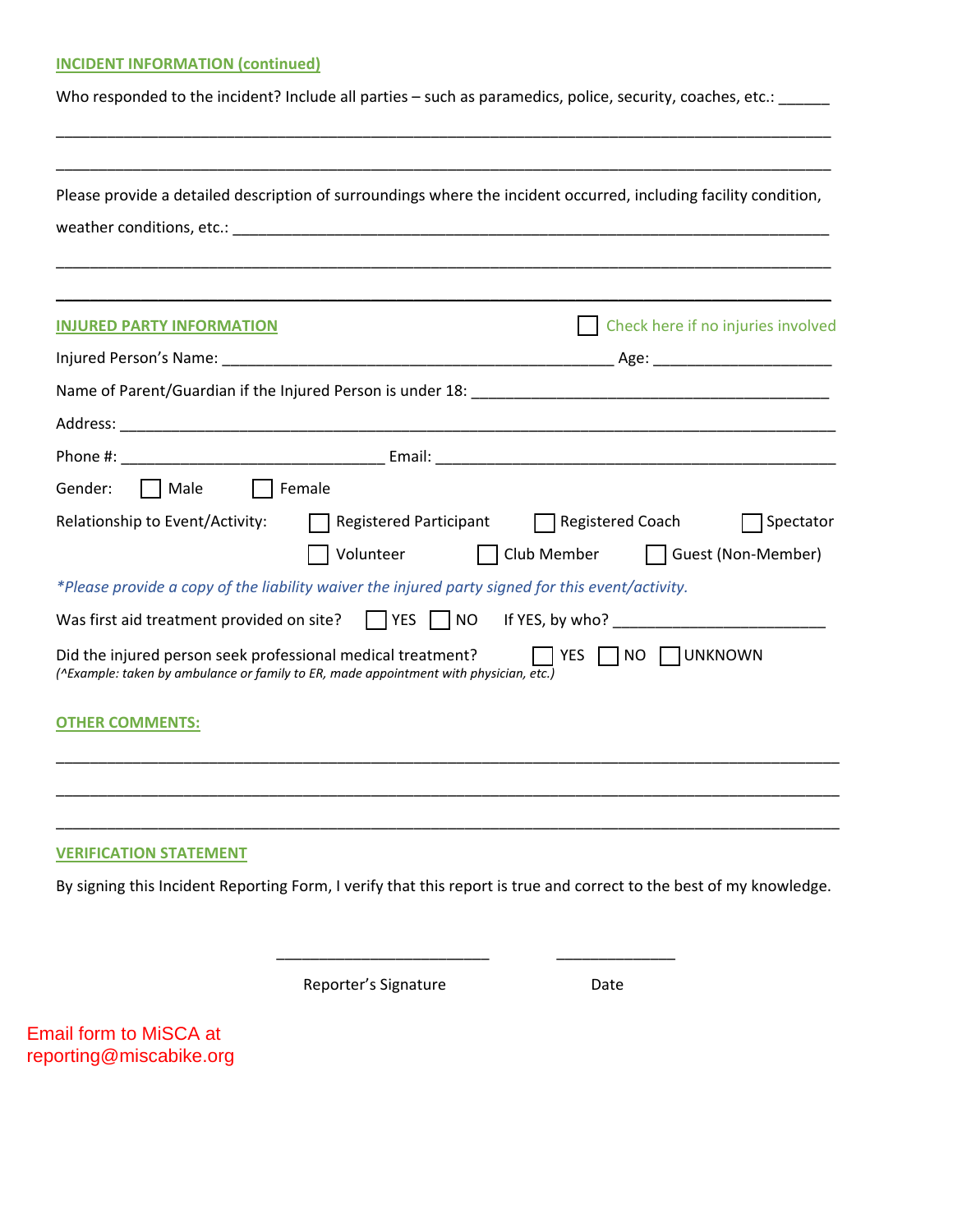## INCIDENT INFORMATION (continued)

Who responded to the incident? Include all parties – such as paramedics, police, security, coaches, etc.: ______

______________________________________________________________________________________

______________________________________________________________________________________

Please provide a detailed description of surroundings where the incident occurred, including facility condition, weather conditions, etc.: ______________________________________________________________________

______________________________________________________________________________________

______________________________________________________________________________________

## INJURED PARTY INFORMATION

☐ Check here if no injuries involved

Injured Person's Name: _____________________________________________ Age: ____________________

Name of Parent/Guardian if the Injured Person is under 18: ________________________________________

Address: _________________________________________________________________________________

Phone #: ______________________________ Email: _____________________________________________

Gender: ☐ Male ☐ Female

Relationship to Event/Activity: ☐ Registered Participant ☐ Registered Coach ☐ Spectator ☐ Volunteer ☐ Club Member ☐ Guest (Non-Member)

*\*Please provide a copy of the liability waiver the injured party signed for this event/activity.*

Was first aid treatment provided on site? ☐ YES ☐ NO If YES, by who? _______________________

Did the injured person seek professional medical treatment? ☐ YES ☐ NO ☐ UNKNOWN
*(^Example: taken by ambulance or family to ER, made appointment with physician, etc.)*

## OTHER COMMENTS:

______________________________________________________________________________________

______________________________________________________________________________________

______________________________________________________________________________________

## VERIFICATION STATEMENT

By signing this Incident Reporting Form, I verify that this report is true and correct to the best of my knowledge.

_________________________ ______________

Reporter's Signature Date

Email form to MiSCA at reporting@miscabike.org